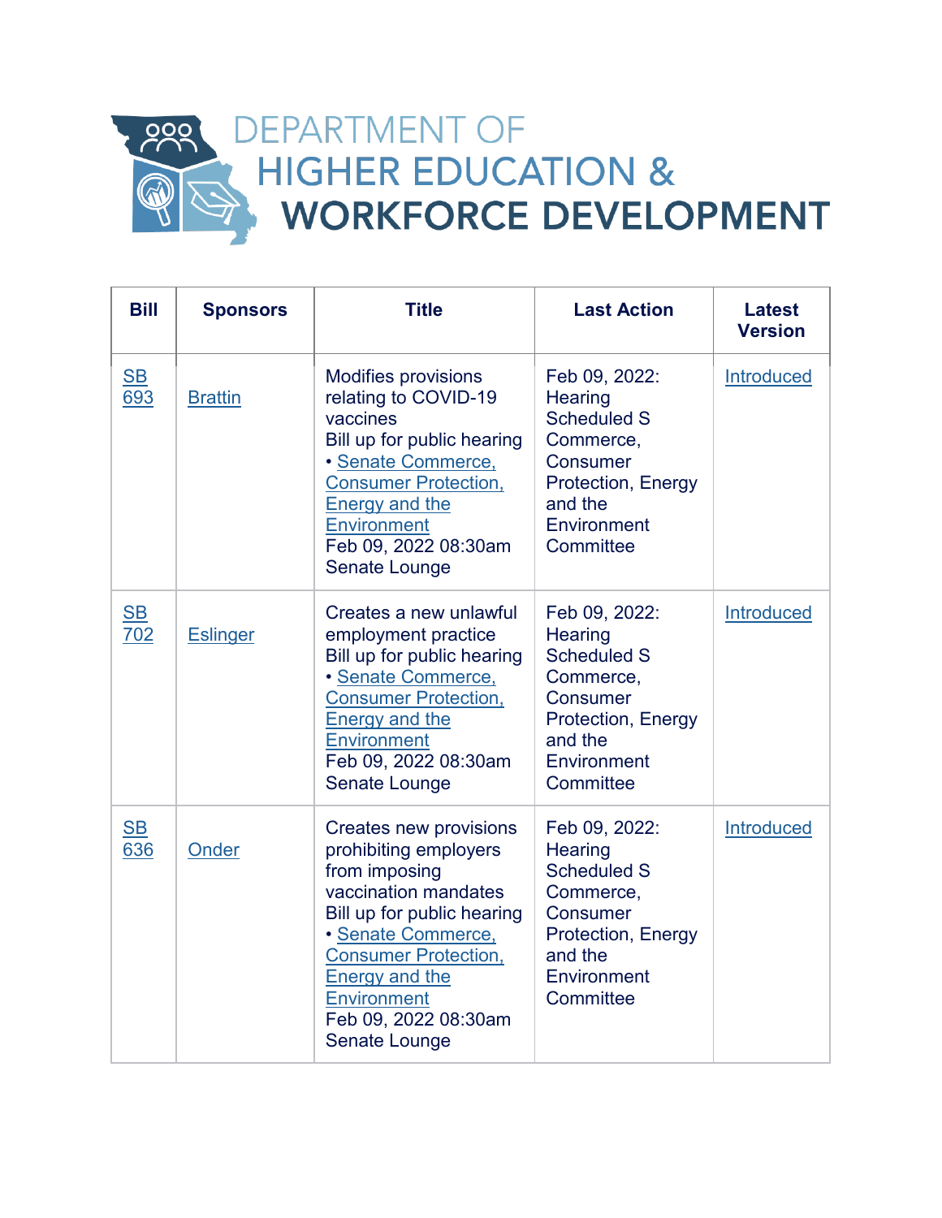# DEPARTMENT OF HIGHER EDUCATION & WORKFORCE DEVELOPMENT

| Bill | Sponsors | Title | Last Action | Latest Version |
|---|---|---|---|---|
| SB 693 | Brattin | Modifies provisions relating to COVID-19 vaccines<br>Bill up for public hearing<br>• Senate Commerce, Consumer Protection, Energy and the Environment<br>Feb 09, 2022 08:30am Senate Lounge | Feb 09, 2022: Hearing Scheduled S Commerce, Consumer Protection, Energy and the Environment Committee | Introduced |
| SB 702 | Eslinger | Creates a new unlawful employment practice<br>Bill up for public hearing<br>• Senate Commerce, Consumer Protection, Energy and the Environment<br>Feb 09, 2022 08:30am Senate Lounge | Feb 09, 2022: Hearing Scheduled S Commerce, Consumer Protection, Energy and the Environment Committee | Introduced |
| SB 636 | Onder | Creates new provisions prohibiting employers from imposing vaccination mandates<br>Bill up for public hearing<br>• Senate Commerce, Consumer Protection, Energy and the Environment<br>Feb 09, 2022 08:30am Senate Lounge | Feb 09, 2022: Hearing Scheduled S Commerce, Consumer Protection, Energy and the Environment Committee | Introduced |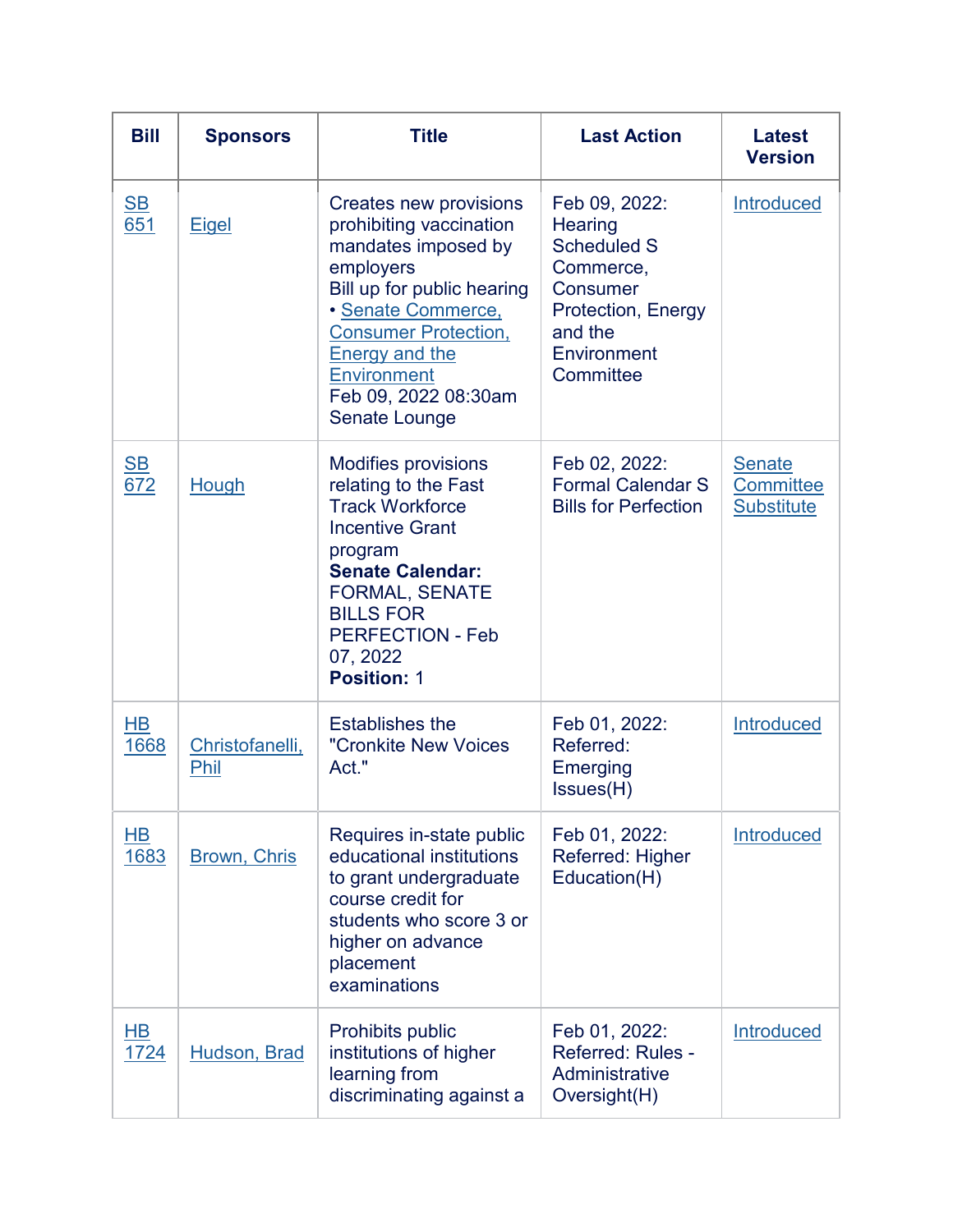| Bill | Sponsors | Title | Last Action | Latest Version |
| --- | --- | --- | --- | --- |
| SB 651 | Eigel | Creates new provisions prohibiting vaccination mandates imposed by employers<br>Bill up for public hearing<br>• Senate Commerce, Consumer Protection, Energy and the Environment<br>Feb 09, 2022 08:30am<br>Senate Lounge | Feb 09, 2022: Hearing Scheduled S Commerce, Consumer Protection, Energy and the Environment Committee | Introduced |
| SB 672 | Hough | Modifies provisions relating to the Fast Track Workforce Incentive Grant program<br>**Senate Calendar:** FORMAL, SENATE BILLS FOR PERFECTION - Feb 07, 2022<br>**Position:** 1 | Feb 02, 2022: Formal Calendar S Bills for Perfection | Senate Committee Substitute |
| HB 1668 | Christofanelli, Phil | Establishes the "Cronkite New Voices Act." | Feb 01, 2022: Referred: Emerging Issues(H) | Introduced |
| HB 1683 | Brown, Chris | Requires in-state public educational institutions to grant undergraduate course credit for students who score 3 or higher on advance placement examinations | Feb 01, 2022: Referred: Higher Education(H) | Introduced |
| HB 1724 | Hudson, Brad | Prohibits public institutions of higher learning from discriminating against a | Feb 01, 2022: Referred: Rules - Administrative Oversight(H) | Introduced |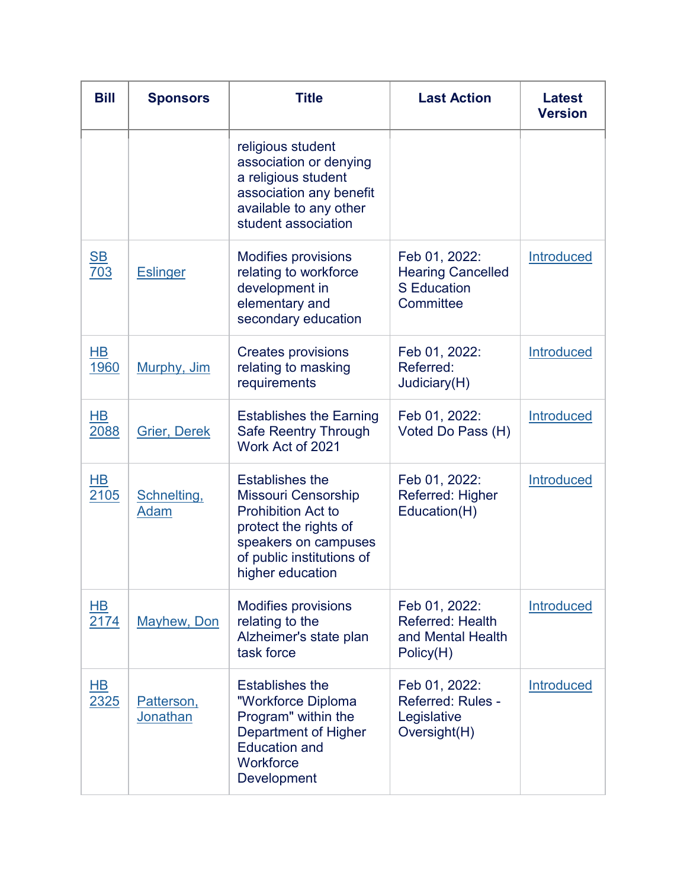| Bill | Sponsors | Title | Last Action | Latest Version |
|---|---|---|---|---|
| | | religious student association or denying a religious student association any benefit available to any other student association | | |
| SB 703 | Eslinger | Modifies provisions relating to workforce development in elementary and secondary education | Feb 01, 2022: Hearing Cancelled S Education Committee | Introduced |
| HB 1960 | Murphy, Jim | Creates provisions relating to masking requirements | Feb 01, 2022: Referred: Judiciary(H) | Introduced |
| HB 2088 | Grier, Derek | Establishes the Earning Safe Reentry Through Work Act of 2021 | Feb 01, 2022: Voted Do Pass (H) | Introduced |
| HB 2105 | Schnelting, Adam | Establishes the Missouri Censorship Prohibition Act to protect the rights of speakers on campuses of public institutions of higher education | Feb 01, 2022: Referred: Higher Education(H) | Introduced |
| HB 2174 | Mayhew, Don | Modifies provisions relating to the Alzheimer's state plan task force | Feb 01, 2022: Referred: Health and Mental Health Policy(H) | Introduced |
| HB 2325 | Patterson, Jonathan | Establishes the "Workforce Diploma Program" within the Department of Higher Education and Workforce Development | Feb 01, 2022: Referred: Rules - Legislative Oversight(H) | Introduced |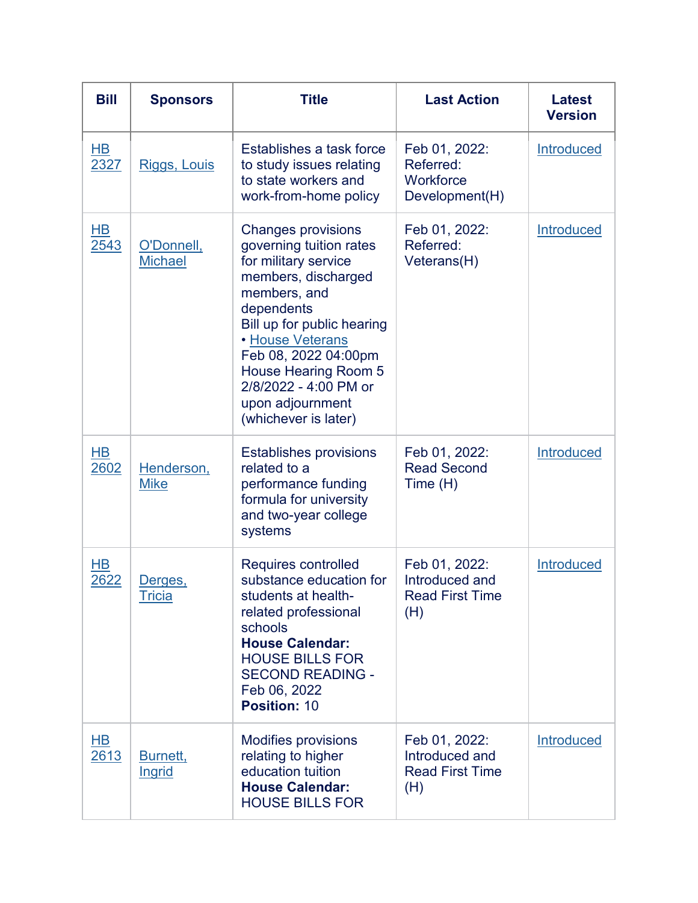| Bill | Sponsors | Title | Last Action | Latest Version |
|---|---|---|---|---|
| HB 2327 | Riggs, Louis | Establishes a task force to study issues relating to state workers and work-from-home policy | Feb 01, 2022: Referred: Workforce Development(H) | Introduced |
| HB 2543 | O'Donnell, Michael | Changes provisions governing tuition rates for military service members, discharged members, and dependents<br>Bill up for public hearing<br>• House Veterans<br>Feb 08, 2022 04:00pm House Hearing Room 5 2/8/2022 - 4:00 PM or upon adjournment (whichever is later) | Feb 01, 2022: Referred: Veterans(H) | Introduced |
| HB 2602 | Henderson, Mike | Establishes provisions related to a performance funding formula for university and two-year college systems | Feb 01, 2022: Read Second Time (H) | Introduced |
| HB 2622 | Derges, Tricia | Requires controlled substance education for students at health-related professional schools<br>**House Calendar:** HOUSE BILLS FOR SECOND READING - Feb 06, 2022<br>**Position:** 10 | Feb 01, 2022: Introduced and Read First Time (H) | Introduced |
| HB 2613 | Burnett, Ingrid | Modifies provisions relating to higher education tuition<br>**House Calendar:** HOUSE BILLS FOR | Feb 01, 2022: Introduced and Read First Time (H) | Introduced |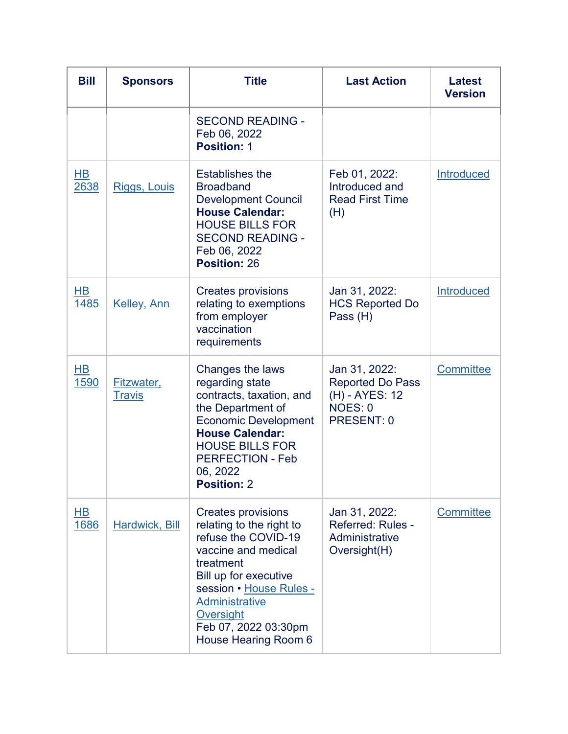| Bill | Sponsors | Title | Last Action | Latest Version |
|---|---|---|---|---|
| | | SECOND READING - Feb 06, 2022 **Position:** 1 | | |
| HB 2638 | Riggs, Louis | Establishes the Broadband Development Council **House Calendar:** HOUSE BILLS FOR SECOND READING - Feb 06, 2022 **Position:** 26 | Feb 01, 2022: Introduced and Read First Time (H) | Introduced |
| HB 1485 | Kelley, Ann | Creates provisions relating to exemptions from employer vaccination requirements | Jan 31, 2022: HCS Reported Do Pass (H) | Introduced |
| HB 1590 | Fitzwater, Travis | Changes the laws regarding state contracts, taxation, and the Department of Economic Development **House Calendar:** HOUSE BILLS FOR PERFECTION - Feb 06, 2022 **Position:** 2 | Jan 31, 2022: Reported Do Pass (H) - AYES: 12 NOES: 0 PRESENT: 0 | Committee |
| HB 1686 | Hardwick, Bill | Creates provisions relating to the right to refuse the COVID-19 vaccine and medical treatment Bill up for executive session • House Rules - Administrative Oversight Feb 07, 2022 03:30pm House Hearing Room 6 | Jan 31, 2022: Referred: Rules - Administrative Oversight(H) | Committee |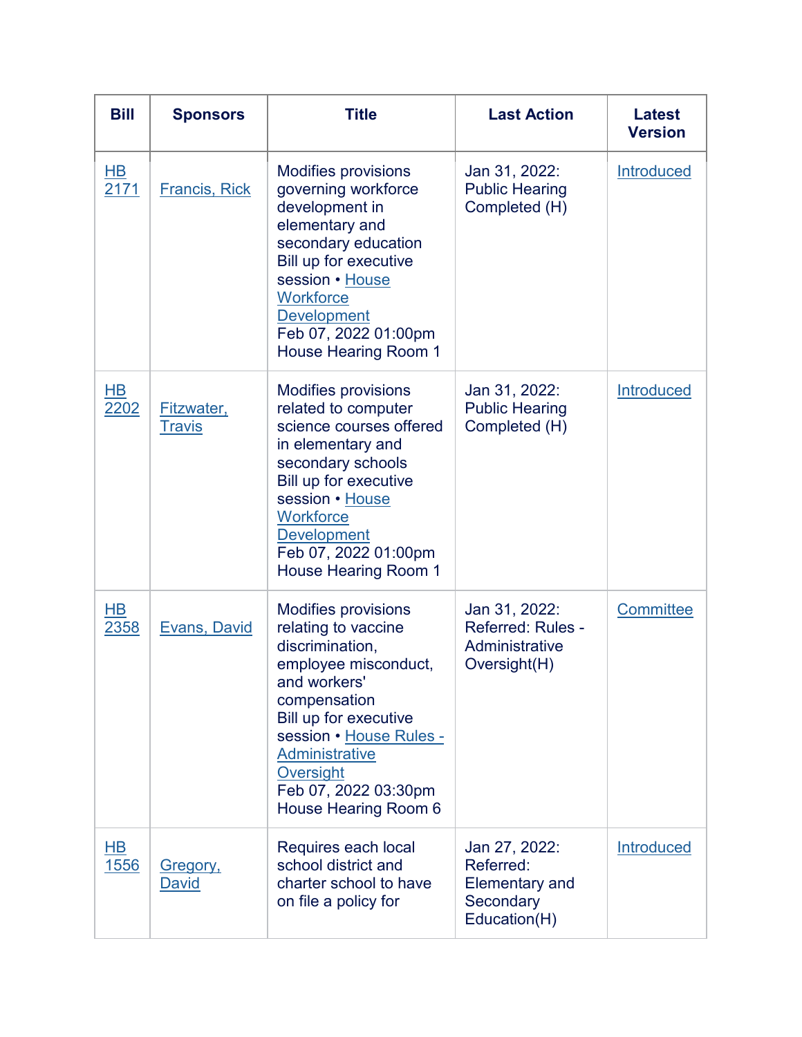| Bill | Sponsors | Title | Last Action | Latest Version |
|---|---|---|---|---|
| HB 2171 | Francis, Rick | Modifies provisions governing workforce development in elementary and secondary education<br>Bill up for executive session • House Workforce Development<br>Feb 07, 2022 01:00pm<br>House Hearing Room 1 | Jan 31, 2022: Public Hearing Completed (H) | Introduced |
| HB 2202 | Fitzwater, Travis | Modifies provisions related to computer science courses offered in elementary and secondary schools<br>Bill up for executive session • House Workforce Development<br>Feb 07, 2022 01:00pm<br>House Hearing Room 1 | Jan 31, 2022: Public Hearing Completed (H) | Introduced |
| HB 2358 | Evans, David | Modifies provisions relating to vaccine discrimination, employee misconduct, and workers' compensation<br>Bill up for executive session • House Rules - Administrative Oversight<br>Feb 07, 2022 03:30pm<br>House Hearing Room 6 | Jan 31, 2022: Referred: Rules - Administrative Oversight(H) | Committee |
| HB 1556 | Gregory, David | Requires each local school district and charter school to have on file a policy for | Jan 27, 2022: Referred: Elementary and Secondary Education(H) | Introduced |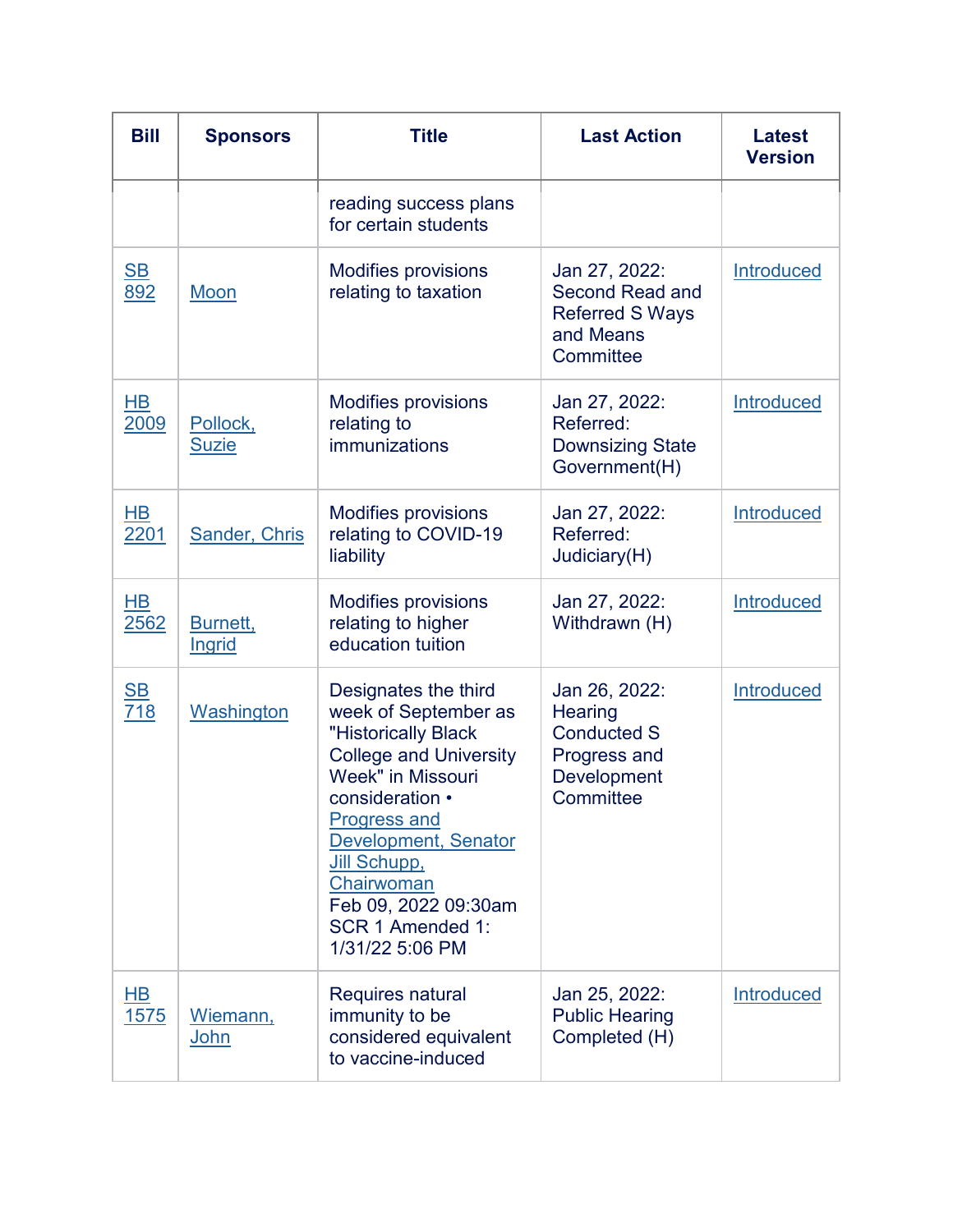| Bill | Sponsors | Title | Last Action | Latest Version |
|---|---|---|---|---|
| | | reading success plans for certain students | | |
| SB 892 | Moon | Modifies provisions relating to taxation | Jan 27, 2022: Second Read and Referred S Ways and Means Committee | Introduced |
| HB 2009 | Pollock, Suzie | Modifies provisions relating to immunizations | Jan 27, 2022: Referred: Downsizing State Government(H) | Introduced |
| HB 2201 | Sander, Chris | Modifies provisions relating to COVID-19 liability | Jan 27, 2022: Referred: Judiciary(H) | Introduced |
| HB 2562 | Burnett, Ingrid | Modifies provisions relating to higher education tuition | Jan 27, 2022: Withdrawn (H) | Introduced |
| SB 718 | Washington | Designates the third week of September as "Historically Black College and University Week" in Missouri consideration • Progress and Development, Senator Jill Schupp, Chairwoman Feb 09, 2022 09:30am SCR 1 Amended 1: 1/31/22 5:06 PM | Jan 26, 2022: Hearing Conducted S Progress and Development Committee | Introduced |
| HB 1575 | Wiemann, John | Requires natural immunity to be considered equivalent to vaccine-induced | Jan 25, 2022: Public Hearing Completed (H) | Introduced |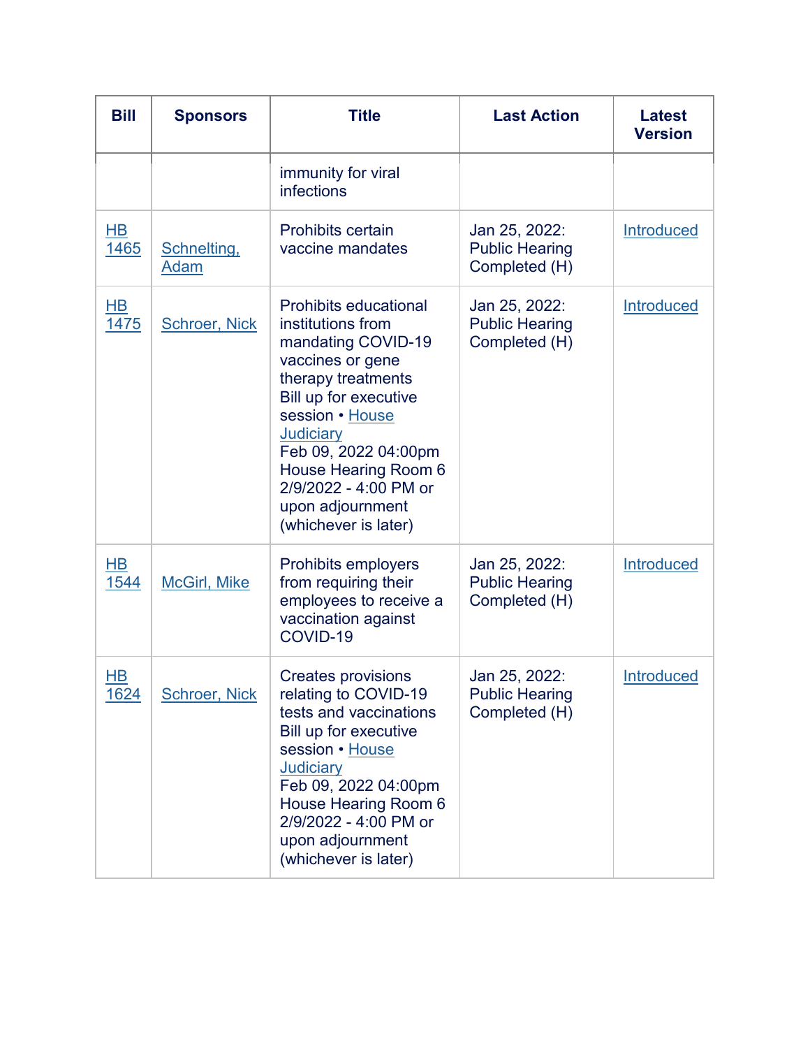| Bill | Sponsors | Title | Last Action | Latest Version |
|---|---|---|---|---|
| | | immunity for viral infections | | |
| HB 1465 | Schnelting, Adam | Prohibits certain vaccine mandates | Jan 25, 2022: Public Hearing Completed (H) | Introduced |
| HB 1475 | Schroer, Nick | Prohibits educational institutions from mandating COVID-19 vaccines or gene therapy treatments Bill up for executive session • House Judiciary Feb 09, 2022 04:00pm House Hearing Room 6 2/9/2022 - 4:00 PM or upon adjournment (whichever is later) | Jan 25, 2022: Public Hearing Completed (H) | Introduced |
| HB 1544 | McGirl, Mike | Prohibits employers from requiring their employees to receive a vaccination against COVID-19 | Jan 25, 2022: Public Hearing Completed (H) | Introduced |
| HB 1624 | Schroer, Nick | Creates provisions relating to COVID-19 tests and vaccinations Bill up for executive session • House Judiciary Feb 09, 2022 04:00pm House Hearing Room 6 2/9/2022 - 4:00 PM or upon adjournment (whichever is later) | Jan 25, 2022: Public Hearing Completed (H) | Introduced |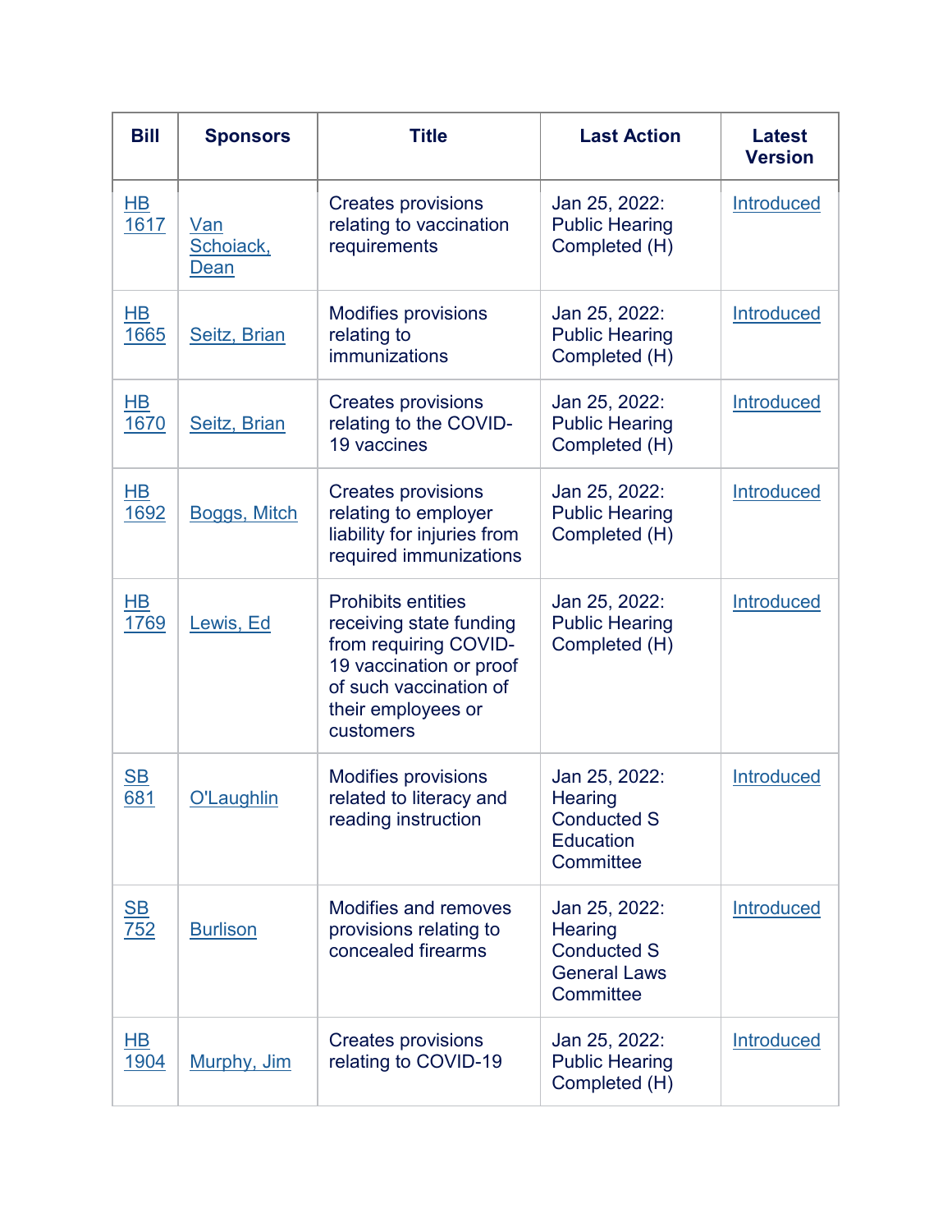| Bill | Sponsors | Title | Last Action | Latest Version |
|---|---|---|---|---|
| HB 1617 | Van Schoiack, Dean | Creates provisions relating to vaccination requirements | Jan 25, 2022: Public Hearing Completed (H) | Introduced |
| HB 1665 | Seitz, Brian | Modifies provisions relating to immunizations | Jan 25, 2022: Public Hearing Completed (H) | Introduced |
| HB 1670 | Seitz, Brian | Creates provisions relating to the COVID-19 vaccines | Jan 25, 2022: Public Hearing Completed (H) | Introduced |
| HB 1692 | Boggs, Mitch | Creates provisions relating to employer liability for injuries from required immunizations | Jan 25, 2022: Public Hearing Completed (H) | Introduced |
| HB 1769 | Lewis, Ed | Prohibits entities receiving state funding from requiring COVID-19 vaccination or proof of such vaccination of their employees or customers | Jan 25, 2022: Public Hearing Completed (H) | Introduced |
| SB 681 | O'Laughlin | Modifies provisions related to literacy and reading instruction | Jan 25, 2022: Hearing Conducted S Education Committee | Introduced |
| SB 752 | Burlison | Modifies and removes provisions relating to concealed firearms | Jan 25, 2022: Hearing Conducted S General Laws Committee | Introduced |
| HB 1904 | Murphy, Jim | Creates provisions relating to COVID-19 | Jan 25, 2022: Public Hearing Completed (H) | Introduced |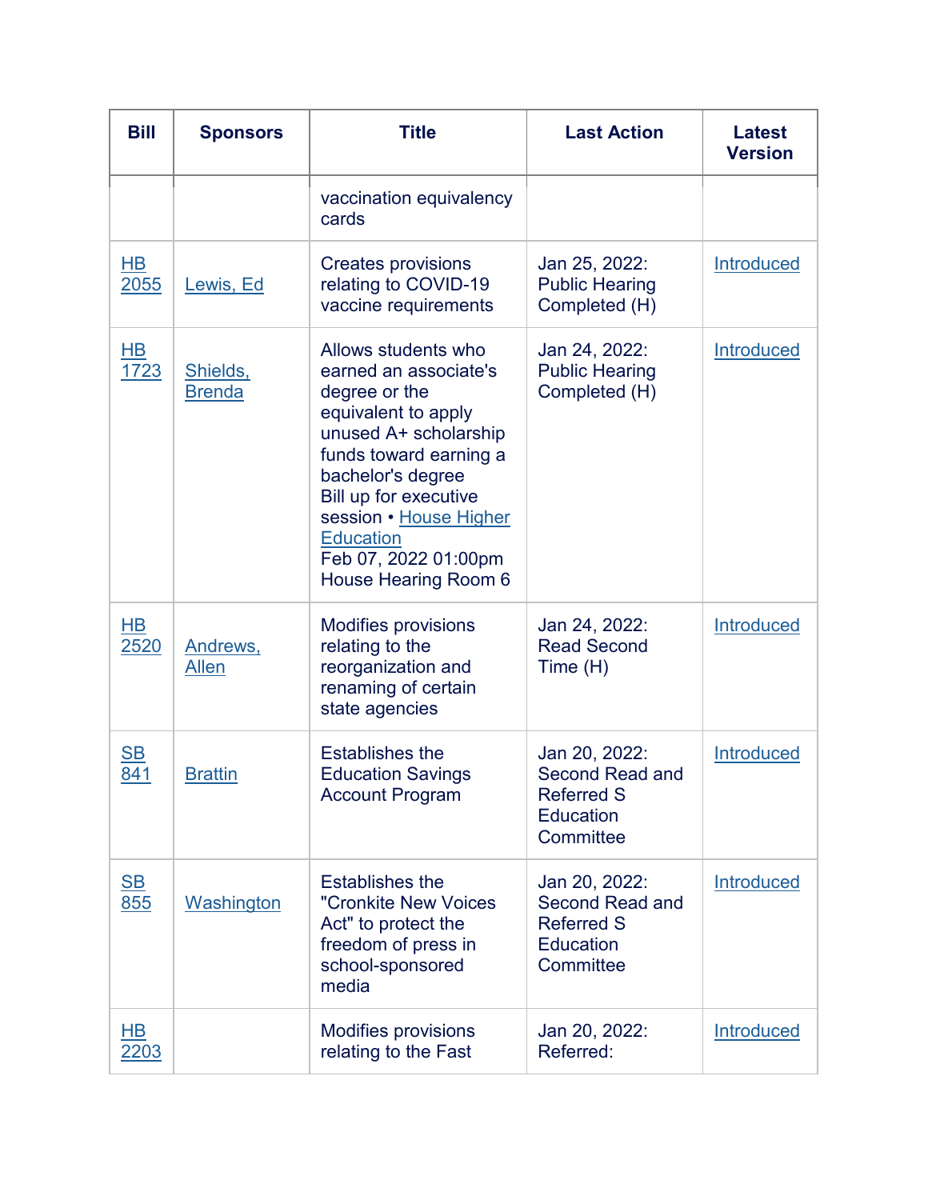| Bill | Sponsors | Title | Last Action | Latest Version |
|---|---|---|---|---|
| | | vaccination equivalency cards | | |
| HB 2055 | Lewis, Ed | Creates provisions relating to COVID-19 vaccine requirements | Jan 25, 2022: Public Hearing Completed (H) | Introduced |
| HB 1723 | Shields, Brenda | Allows students who earned an associate's degree or the equivalent to apply unused A+ scholarship funds toward earning a bachelor's degree<br>Bill up for executive session • House Higher Education<br>Feb 07, 2022 01:00pm House Hearing Room 6 | Jan 24, 2022: Public Hearing Completed (H) | Introduced |
| HB 2520 | Andrews, Allen | Modifies provisions relating to the reorganization and renaming of certain state agencies | Jan 24, 2022: Read Second Time (H) | Introduced |
| SB 841 | Brattin | Establishes the Education Savings Account Program | Jan 20, 2022: Second Read and Referred S Education Committee | Introduced |
| SB 855 | Washington | Establishes the "Cronkite New Voices Act" to protect the freedom of press in school-sponsored media | Jan 20, 2022: Second Read and Referred S Education Committee | Introduced |
| HB 2203 | | Modifies provisions relating to the Fast | Jan 20, 2022: Referred: | Introduced |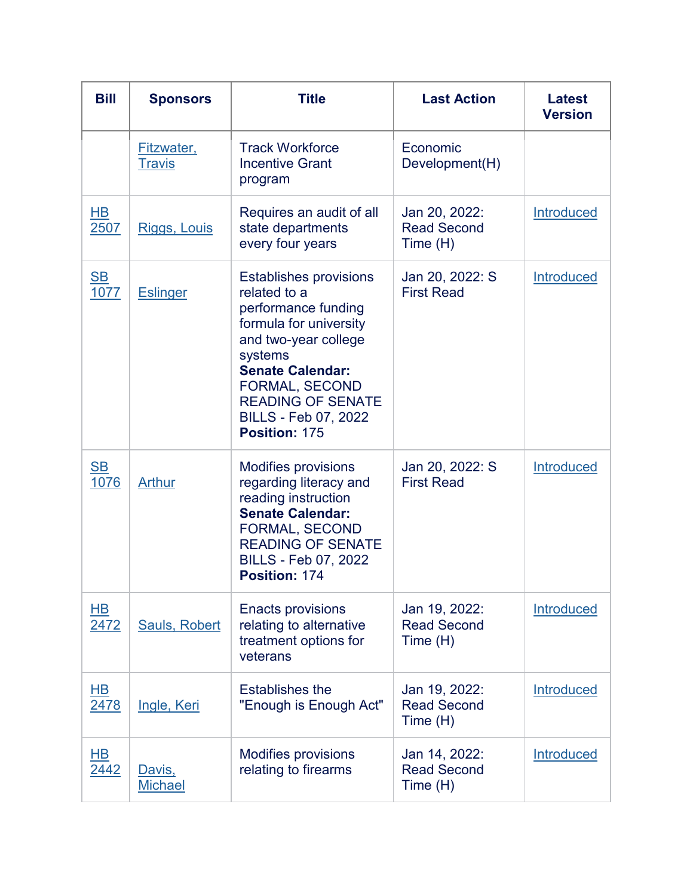| Bill | Sponsors | Title | Last Action | Latest Version |
|---|---|---|---|---|
| | Fitzwater, Travis | Track Workforce Incentive Grant program | Economic Development(H) | |
| HB 2507 | Riggs, Louis | Requires an audit of all state departments every four years | Jan 20, 2022: Read Second Time (H) | Introduced |
| SB 1077 | Eslinger | Establishes provisions related to a performance funding formula for university and two-year college systems **Senate Calendar:** FORMAL, SECOND READING OF SENATE BILLS - Feb 07, 2022 **Position:** 175 | Jan 20, 2022: S First Read | Introduced |
| SB 1076 | Arthur | Modifies provisions regarding literacy and reading instruction **Senate Calendar:** FORMAL, SECOND READING OF SENATE BILLS - Feb 07, 2022 **Position:** 174 | Jan 20, 2022: S First Read | Introduced |
| HB 2472 | Sauls, Robert | Enacts provisions relating to alternative treatment options for veterans | Jan 19, 2022: Read Second Time (H) | Introduced |
| HB 2478 | Ingle, Keri | Establishes the "Enough is Enough Act" | Jan 19, 2022: Read Second Time (H) | Introduced |
| HB 2442 | Davis, Michael | Modifies provisions relating to firearms | Jan 14, 2022: Read Second Time (H) | Introduced |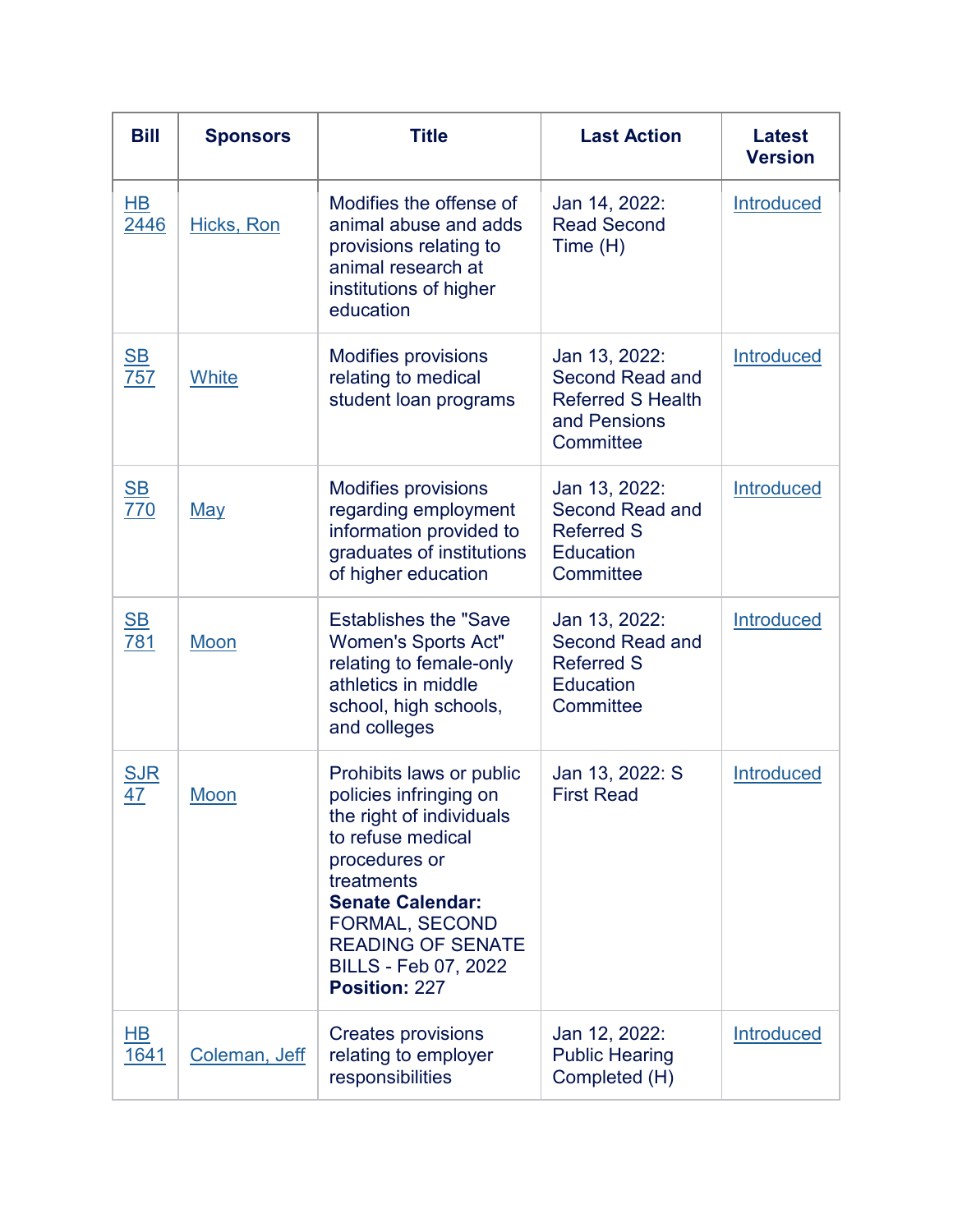| Bill | Sponsors | Title | Last Action | Latest Version |
|---|---|---|---|---|
| HB 2446 | Hicks, Ron | Modifies the offense of animal abuse and adds provisions relating to animal research at institutions of higher education | Jan 14, 2022: Read Second Time (H) | Introduced |
| SB 757 | White | Modifies provisions relating to medical student loan programs | Jan 13, 2022: Second Read and Referred S Health and Pensions Committee | Introduced |
| SB 770 | May | Modifies provisions regarding employment information provided to graduates of institutions of higher education | Jan 13, 2022: Second Read and Referred S Education Committee | Introduced |
| SB 781 | Moon | Establishes the "Save Women's Sports Act" relating to female-only athletics in middle school, high schools, and colleges | Jan 13, 2022: Second Read and Referred S Education Committee | Introduced |
| SJR 47 | Moon | Prohibits laws or public policies infringing on the right of individuals to refuse medical procedures or treatments **Senate Calendar:** FORMAL, SECOND READING OF SENATE BILLS - Feb 07, 2022 **Position:** 227 | Jan 13, 2022: S First Read | Introduced |
| HB 1641 | Coleman, Jeff | Creates provisions relating to employer responsibilities | Jan 12, 2022: Public Hearing Completed (H) | Introduced |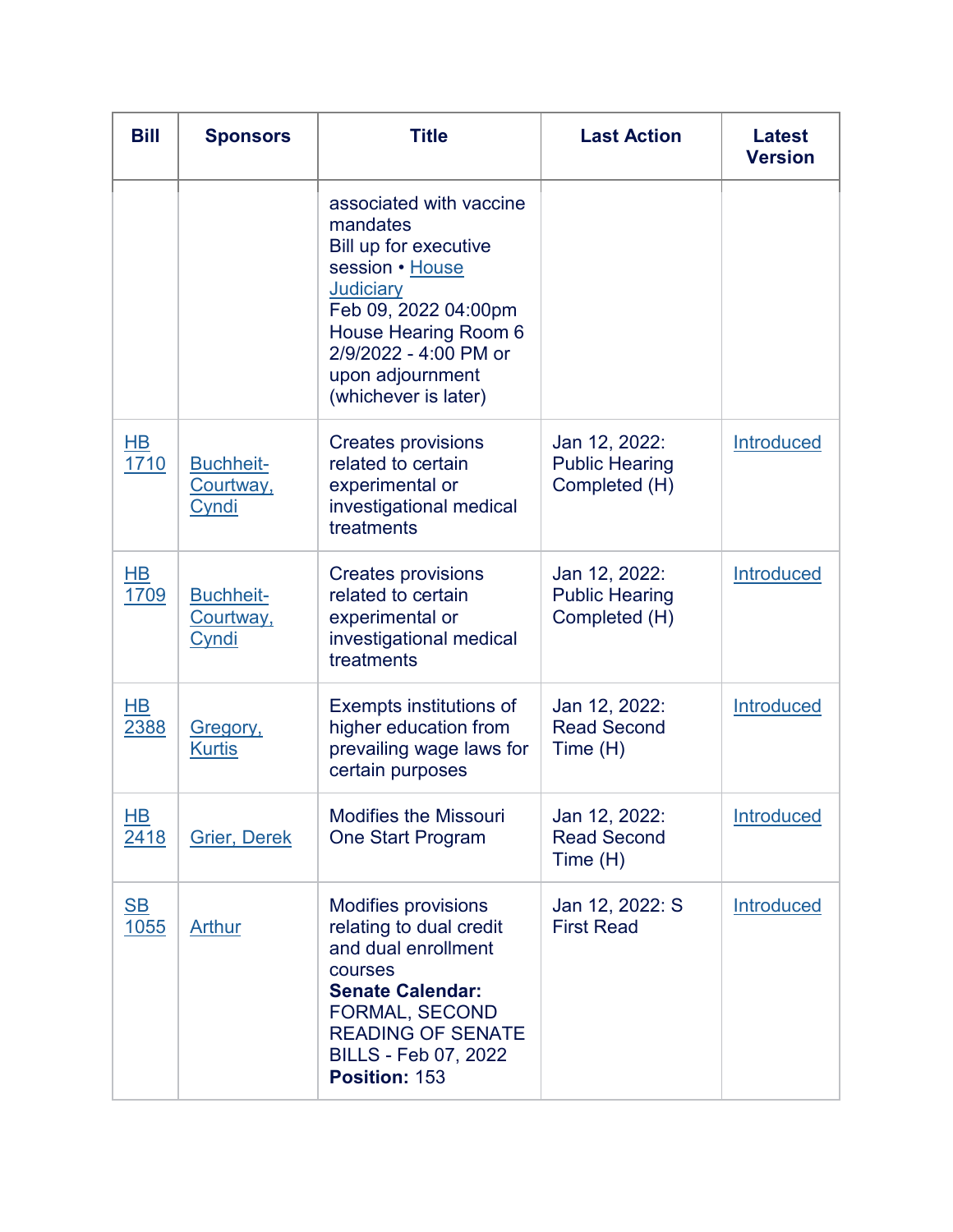| Bill | Sponsors | Title | Last Action | Latest Version |
|---|---|---|---|---|
| | | associated with vaccine mandates<br>Bill up for executive session • House Judiciary<br>Feb 09, 2022 04:00pm<br>House Hearing Room 6<br>2/9/2022 - 4:00 PM or upon adjournment (whichever is later) | | |
| HB 1710 | Buchheit-Courtway, Cyndi | Creates provisions related to certain experimental or investigational medical treatments | Jan 12, 2022: Public Hearing Completed (H) | Introduced |
| HB 1709 | Buchheit-Courtway, Cyndi | Creates provisions related to certain experimental or investigational medical treatments | Jan 12, 2022: Public Hearing Completed (H) | Introduced |
| HB 2388 | Gregory, Kurtis | Exempts institutions of higher education from prevailing wage laws for certain purposes | Jan 12, 2022: Read Second Time (H) | Introduced |
| HB 2418 | Grier, Derek | Modifies the Missouri One Start Program | Jan 12, 2022: Read Second Time (H) | Introduced |
| SB 1055 | Arthur | Modifies provisions relating to dual credit and dual enrollment courses<br>**Senate Calendar:** FORMAL, SECOND READING OF SENATE BILLS - Feb 07, 2022<br>**Position:** 153 | Jan 12, 2022: S First Read | Introduced |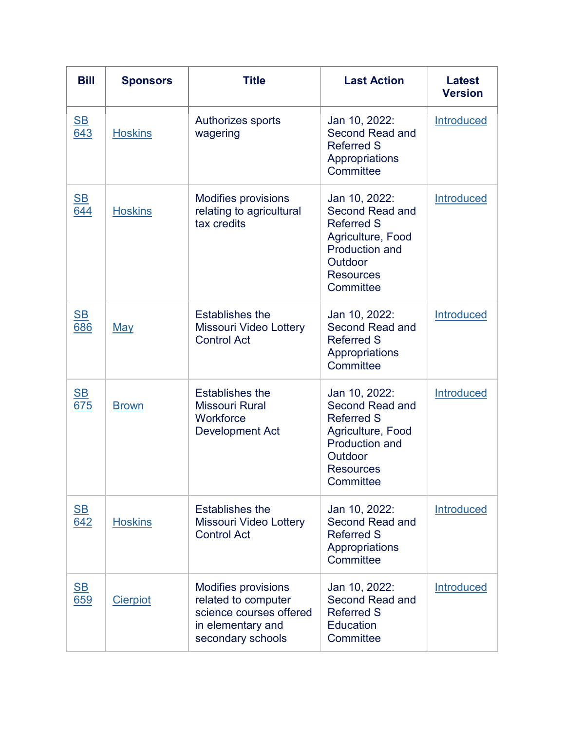| Bill | Sponsors | Title | Last Action | Latest Version |
|---|---|---|---|---|
| SB 643 | Hoskins | Authorizes sports wagering | Jan 10, 2022: Second Read and Referred S Appropriations Committee | Introduced |
| SB 644 | Hoskins | Modifies provisions relating to agricultural tax credits | Jan 10, 2022: Second Read and Referred S Agriculture, Food Production and Outdoor Resources Committee | Introduced |
| SB 686 | May | Establishes the Missouri Video Lottery Control Act | Jan 10, 2022: Second Read and Referred S Appropriations Committee | Introduced |
| SB 675 | Brown | Establishes the Missouri Rural Workforce Development Act | Jan 10, 2022: Second Read and Referred S Agriculture, Food Production and Outdoor Resources Committee | Introduced |
| SB 642 | Hoskins | Establishes the Missouri Video Lottery Control Act | Jan 10, 2022: Second Read and Referred S Appropriations Committee | Introduced |
| SB 659 | Cierpiot | Modifies provisions related to computer science courses offered in elementary and secondary schools | Jan 10, 2022: Second Read and Referred S Education Committee | Introduced |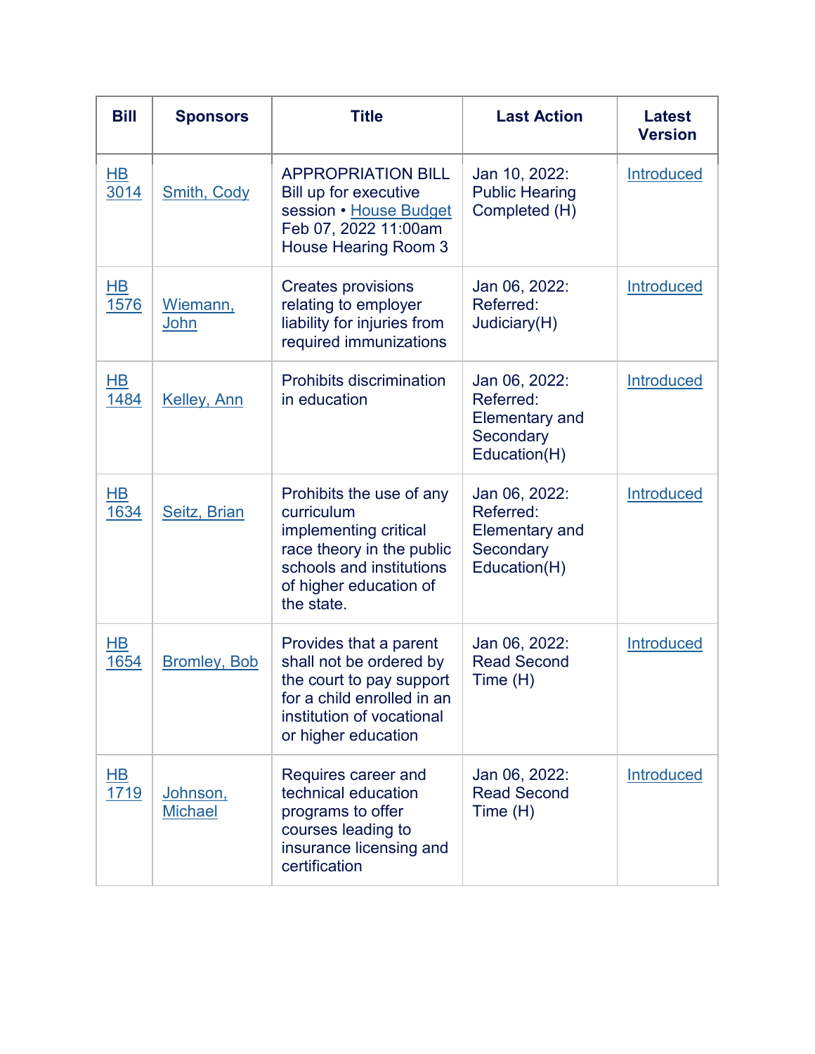| Bill | Sponsors | Title | Last Action | Latest Version |
|---|---|---|---|---|
| HB 3014 | Smith, Cody | APPROPRIATION BILL Bill up for executive session • House Budget Feb 07, 2022 11:00am House Hearing Room 3 | Jan 10, 2022: Public Hearing Completed (H) | Introduced |
| HB 1576 | Wiemann, John | Creates provisions relating to employer liability for injuries from required immunizations | Jan 06, 2022: Referred: Judiciary(H) | Introduced |
| HB 1484 | Kelley, Ann | Prohibits discrimination in education | Jan 06, 2022: Referred: Elementary and Secondary Education(H) | Introduced |
| HB 1634 | Seitz, Brian | Prohibits the use of any curriculum implementing critical race theory in the public schools and institutions of higher education of the state. | Jan 06, 2022: Referred: Elementary and Secondary Education(H) | Introduced |
| HB 1654 | Bromley, Bob | Provides that a parent shall not be ordered by the court to pay support for a child enrolled in an institution of vocational or higher education | Jan 06, 2022: Read Second Time (H) | Introduced |
| HB 1719 | Johnson, Michael | Requires career and technical education programs to offer courses leading to insurance licensing and certification | Jan 06, 2022: Read Second Time (H) | Introduced |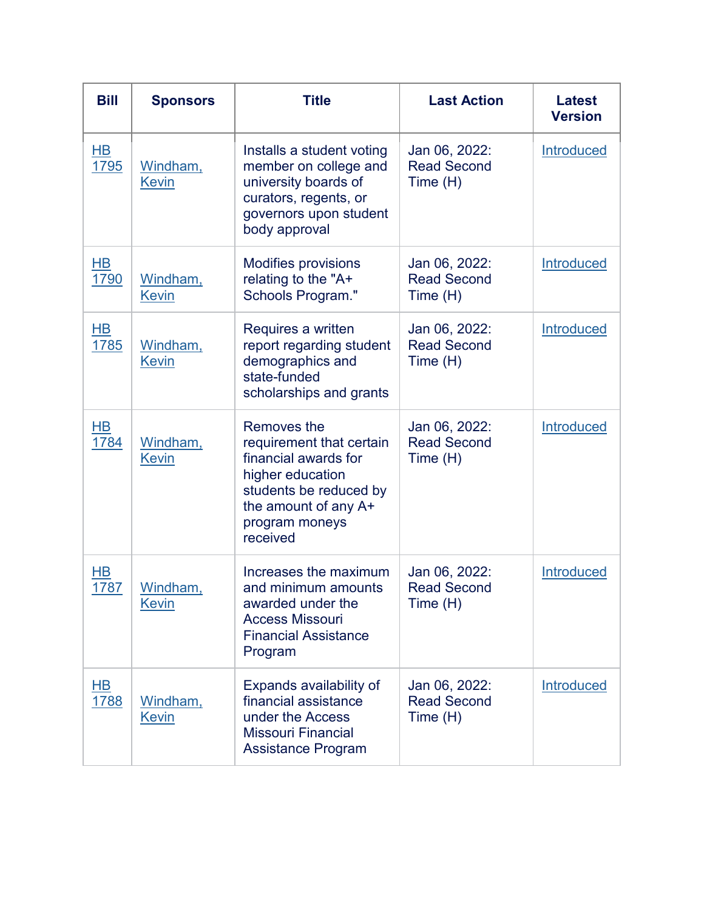| Bill | Sponsors | Title | Last Action | Latest Version |
|---|---|---|---|---|
| HB 1795 | Windham, Kevin | Installs a student voting member on college and university boards of curators, regents, or governors upon student body approval | Jan 06, 2022: Read Second Time (H) | Introduced |
| HB 1790 | Windham, Kevin | Modifies provisions relating to the "A+ Schools Program." | Jan 06, 2022: Read Second Time (H) | Introduced |
| HB 1785 | Windham, Kevin | Requires a written report regarding student demographics and state-funded scholarships and grants | Jan 06, 2022: Read Second Time (H) | Introduced |
| HB 1784 | Windham, Kevin | Removes the requirement that certain financial awards for higher education students be reduced by the amount of any A+ program moneys received | Jan 06, 2022: Read Second Time (H) | Introduced |
| HB 1787 | Windham, Kevin | Increases the maximum and minimum amounts awarded under the Access Missouri Financial Assistance Program | Jan 06, 2022: Read Second Time (H) | Introduced |
| HB 1788 | Windham, Kevin | Expands availability of financial assistance under the Access Missouri Financial Assistance Program | Jan 06, 2022: Read Second Time (H) | Introduced |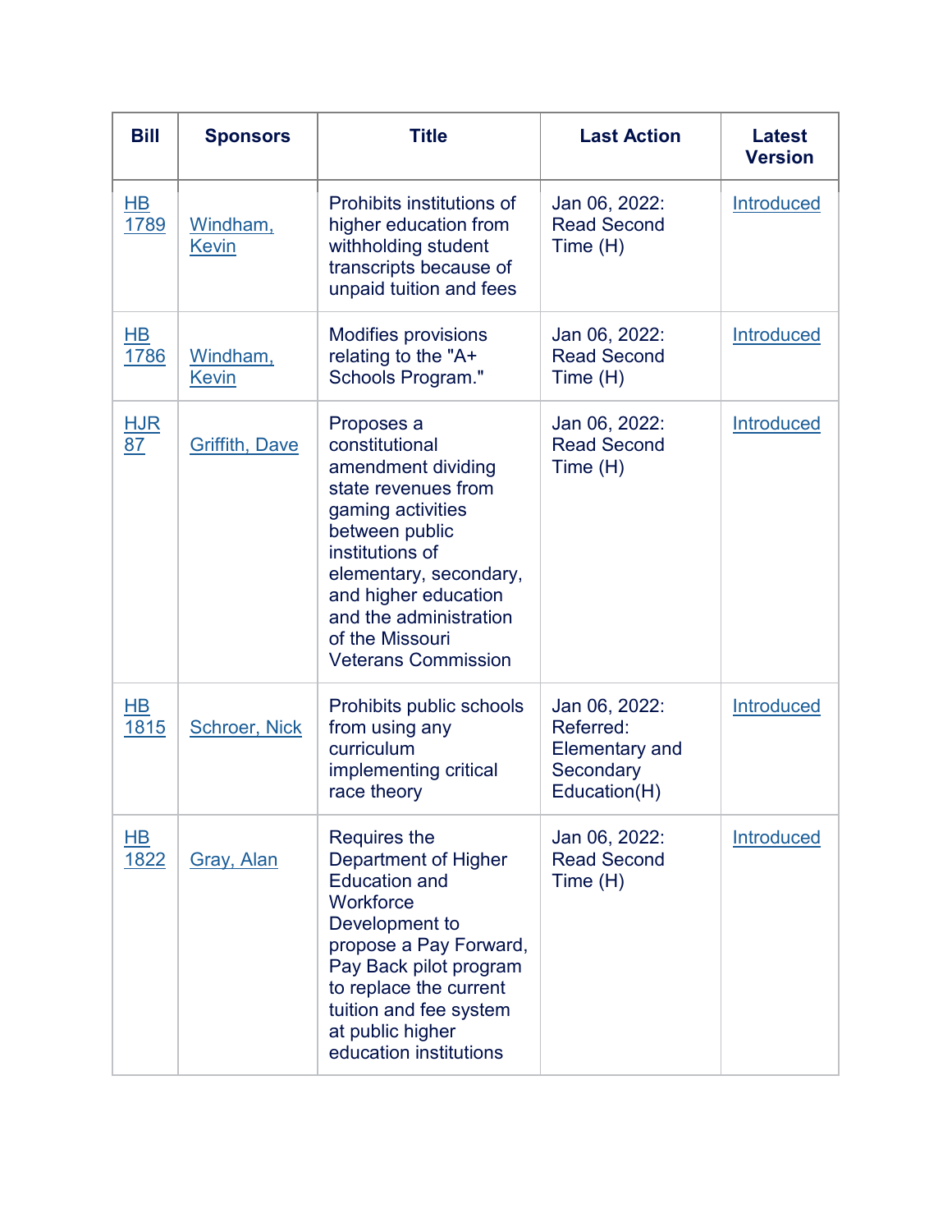| Bill | Sponsors | Title | Last Action | Latest Version |
|---|---|---|---|---|
| HB 1789 | Windham, Kevin | Prohibits institutions of higher education from withholding student transcripts because of unpaid tuition and fees | Jan 06, 2022: Read Second Time (H) | Introduced |
| HB 1786 | Windham, Kevin | Modifies provisions relating to the "A+ Schools Program." | Jan 06, 2022: Read Second Time (H) | Introduced |
| HJR 87 | Griffith, Dave | Proposes a constitutional amendment dividing state revenues from gaming activities between public institutions of elementary, secondary, and higher education and the administration of the Missouri Veterans Commission | Jan 06, 2022: Read Second Time (H) | Introduced |
| HB 1815 | Schroer, Nick | Prohibits public schools from using any curriculum implementing critical race theory | Jan 06, 2022: Referred: Elementary and Secondary Education(H) | Introduced |
| HB 1822 | Gray, Alan | Requires the Department of Higher Education and Workforce Development to propose a Pay Forward, Pay Back pilot program to replace the current tuition and fee system at public higher education institutions | Jan 06, 2022: Read Second Time (H) | Introduced |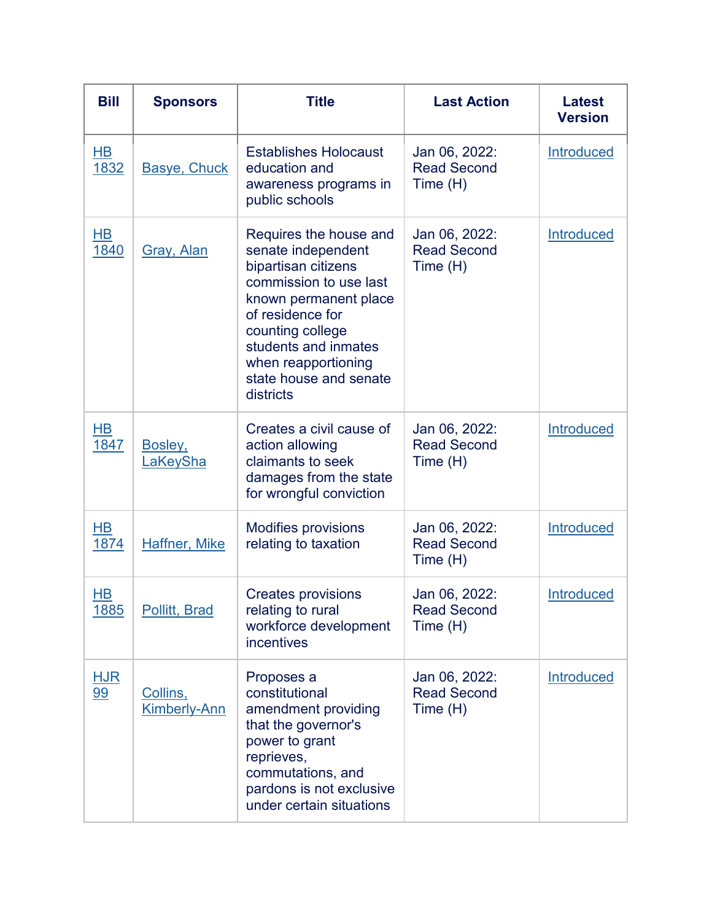| Bill | Sponsors | Title | Last Action | Latest Version |
|---|---|---|---|---|
| HB 1832 | Basye, Chuck | Establishes Holocaust education and awareness programs in public schools | Jan 06, 2022: Read Second Time (H) | Introduced |
| HB 1840 | Gray, Alan | Requires the house and senate independent bipartisan citizens commission to use last known permanent place of residence for counting college students and inmates when reapportioning state house and senate districts | Jan 06, 2022: Read Second Time (H) | Introduced |
| HB 1847 | Bosley, LaKeySha | Creates a civil cause of action allowing claimants to seek damages from the state for wrongful conviction | Jan 06, 2022: Read Second Time (H) | Introduced |
| HB 1874 | Haffner, Mike | Modifies provisions relating to taxation | Jan 06, 2022: Read Second Time (H) | Introduced |
| HB 1885 | Pollitt, Brad | Creates provisions relating to rural workforce development incentives | Jan 06, 2022: Read Second Time (H) | Introduced |
| HJR 99 | Collins, Kimberly-Ann | Proposes a constitutional amendment providing that the governor's power to grant reprieves, commutations, and pardons is not exclusive under certain situations | Jan 06, 2022: Read Second Time (H) | Introduced |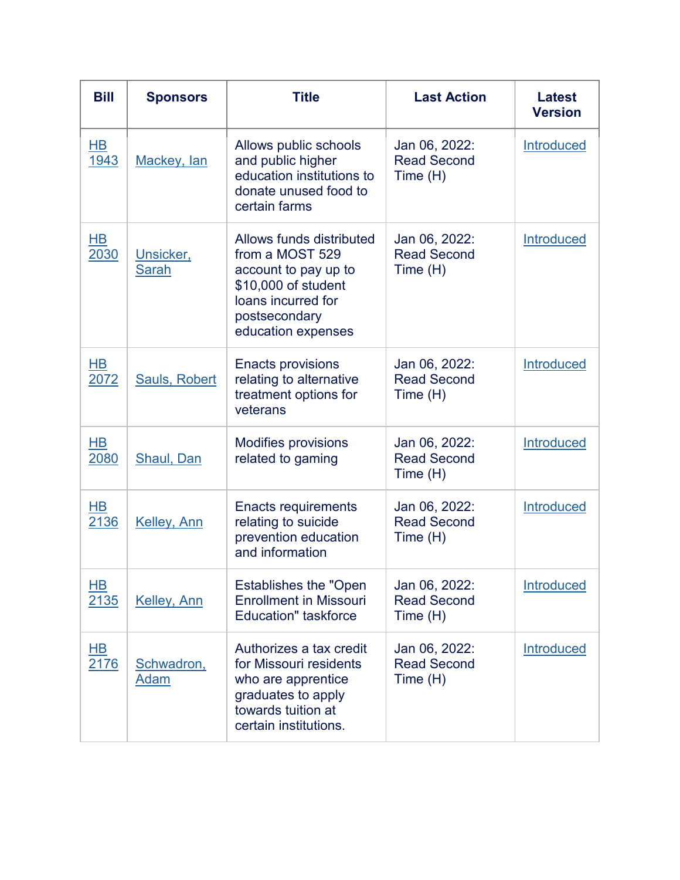| Bill | Sponsors | Title | Last Action | Latest Version |
| --- | --- | --- | --- | --- |
| HB 1943 | Mackey, Ian | Allows public schools and public higher education institutions to donate unused food to certain farms | Jan 06, 2022: Read Second Time (H) | Introduced |
| HB 2030 | Unsicker, Sarah | Allows funds distributed from a MOST 529 account to pay up to $10,000 of student loans incurred for postsecondary education expenses | Jan 06, 2022: Read Second Time (H) | Introduced |
| HB 2072 | Sauls, Robert | Enacts provisions relating to alternative treatment options for veterans | Jan 06, 2022: Read Second Time (H) | Introduced |
| HB 2080 | Shaul, Dan | Modifies provisions related to gaming | Jan 06, 2022: Read Second Time (H) | Introduced |
| HB 2136 | Kelley, Ann | Enacts requirements relating to suicide prevention education and information | Jan 06, 2022: Read Second Time (H) | Introduced |
| HB 2135 | Kelley, Ann | Establishes the "Open Enrollment in Missouri Education" taskforce | Jan 06, 2022: Read Second Time (H) | Introduced |
| HB 2176 | Schwadron, Adam | Authorizes a tax credit for Missouri residents who are apprentice graduates to apply towards tuition at certain institutions. | Jan 06, 2022: Read Second Time (H) | Introduced |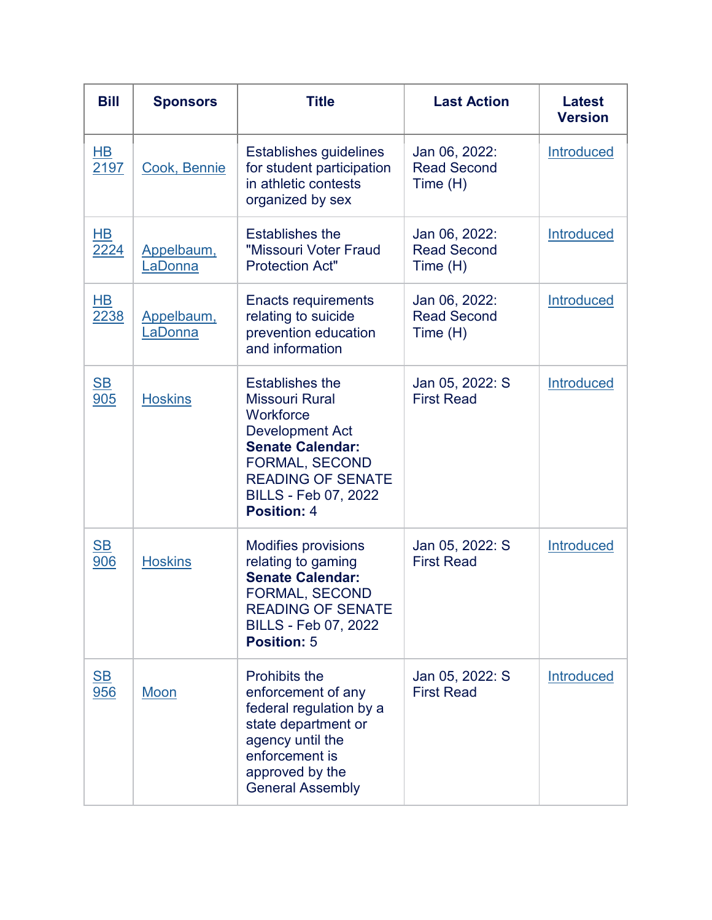| Bill | Sponsors | Title | Last Action | Latest Version |
|---|---|---|---|---|
| HB 2197 | Cook, Bennie | Establishes guidelines for student participation in athletic contests organized by sex | Jan 06, 2022: Read Second Time (H) | Introduced |
| HB 2224 | Appelbaum, LaDonna | Establishes the "Missouri Voter Fraud Protection Act" | Jan 06, 2022: Read Second Time (H) | Introduced |
| HB 2238 | Appelbaum, LaDonna | Enacts requirements relating to suicide prevention education and information | Jan 06, 2022: Read Second Time (H) | Introduced |
| SB 905 | Hoskins | Establishes the Missouri Rural Workforce Development Act **Senate Calendar:** FORMAL, SECOND READING OF SENATE BILLS - Feb 07, 2022 **Position:** 4 | Jan 05, 2022: S First Read | Introduced |
| SB 906 | Hoskins | Modifies provisions relating to gaming **Senate Calendar:** FORMAL, SECOND READING OF SENATE BILLS - Feb 07, 2022 **Position:** 5 | Jan 05, 2022: S First Read | Introduced |
| SB 956 | Moon | Prohibits the enforcement of any federal regulation by a state department or agency until the enforcement is approved by the General Assembly | Jan 05, 2022: S First Read | Introduced |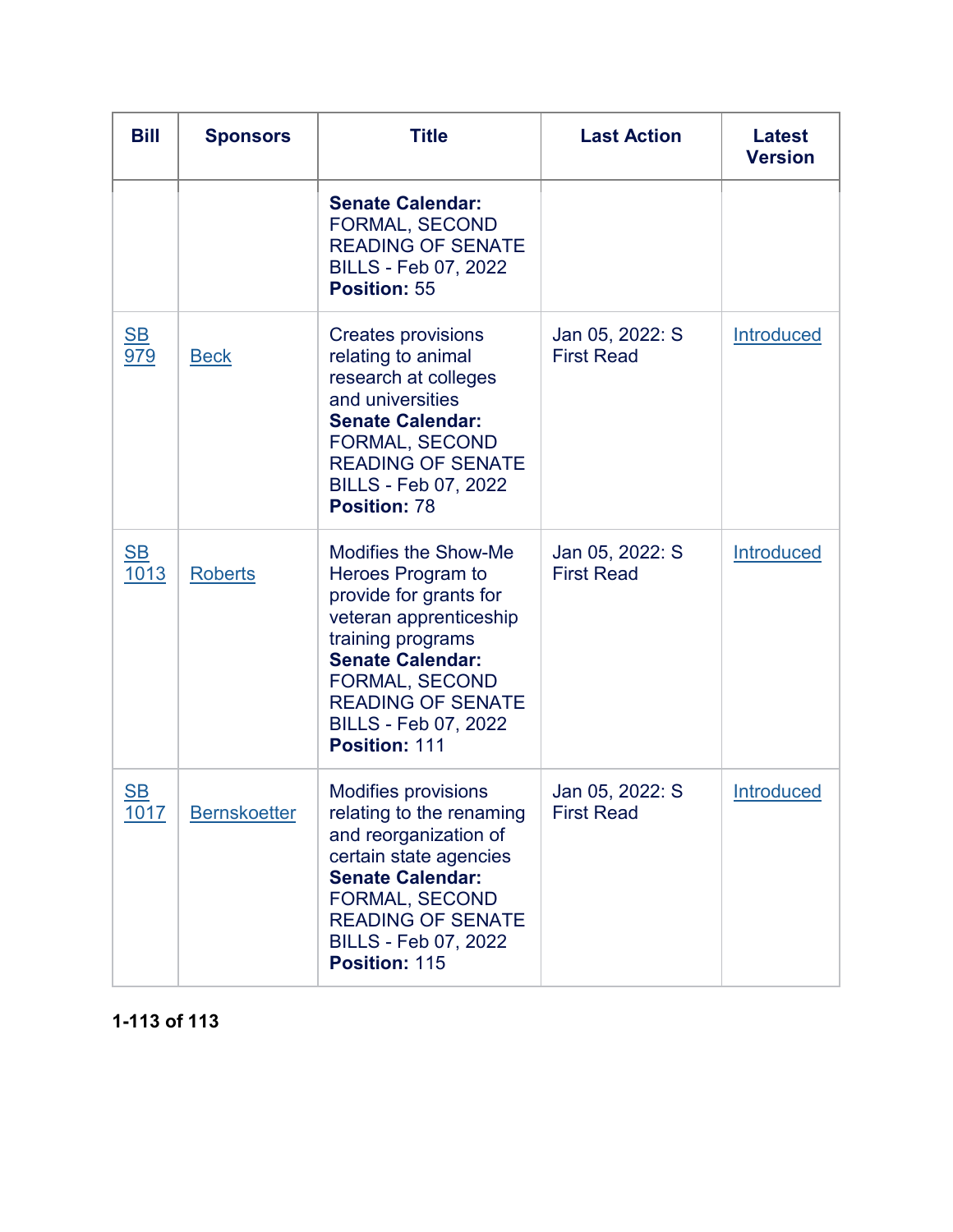| Bill | Sponsors | Title | Last Action | Latest Version |
|---|---|---|---|---|
| | | **Senate Calendar:** FORMAL, SECOND READING OF SENATE BILLS - Feb 07, 2022 **Position:** 55 | | |
| SB 979 | Beck | Creates provisions relating to animal research at colleges and universities **Senate Calendar:** FORMAL, SECOND READING OF SENATE BILLS - Feb 07, 2022 **Position:** 78 | Jan 05, 2022: S First Read | Introduced |
| SB 1013 | Roberts | Modifies the Show-Me Heroes Program to provide for grants for veteran apprenticeship training programs **Senate Calendar:** FORMAL, SECOND READING OF SENATE BILLS - Feb 07, 2022 **Position:** 111 | Jan 05, 2022: S First Read | Introduced |
| SB 1017 | Bernskoetter | Modifies provisions relating to the renaming and reorganization of certain state agencies **Senate Calendar:** FORMAL, SECOND READING OF SENATE BILLS - Feb 07, 2022 **Position:** 115 | Jan 05, 2022: S First Read | Introduced |

**1-113 of 113**